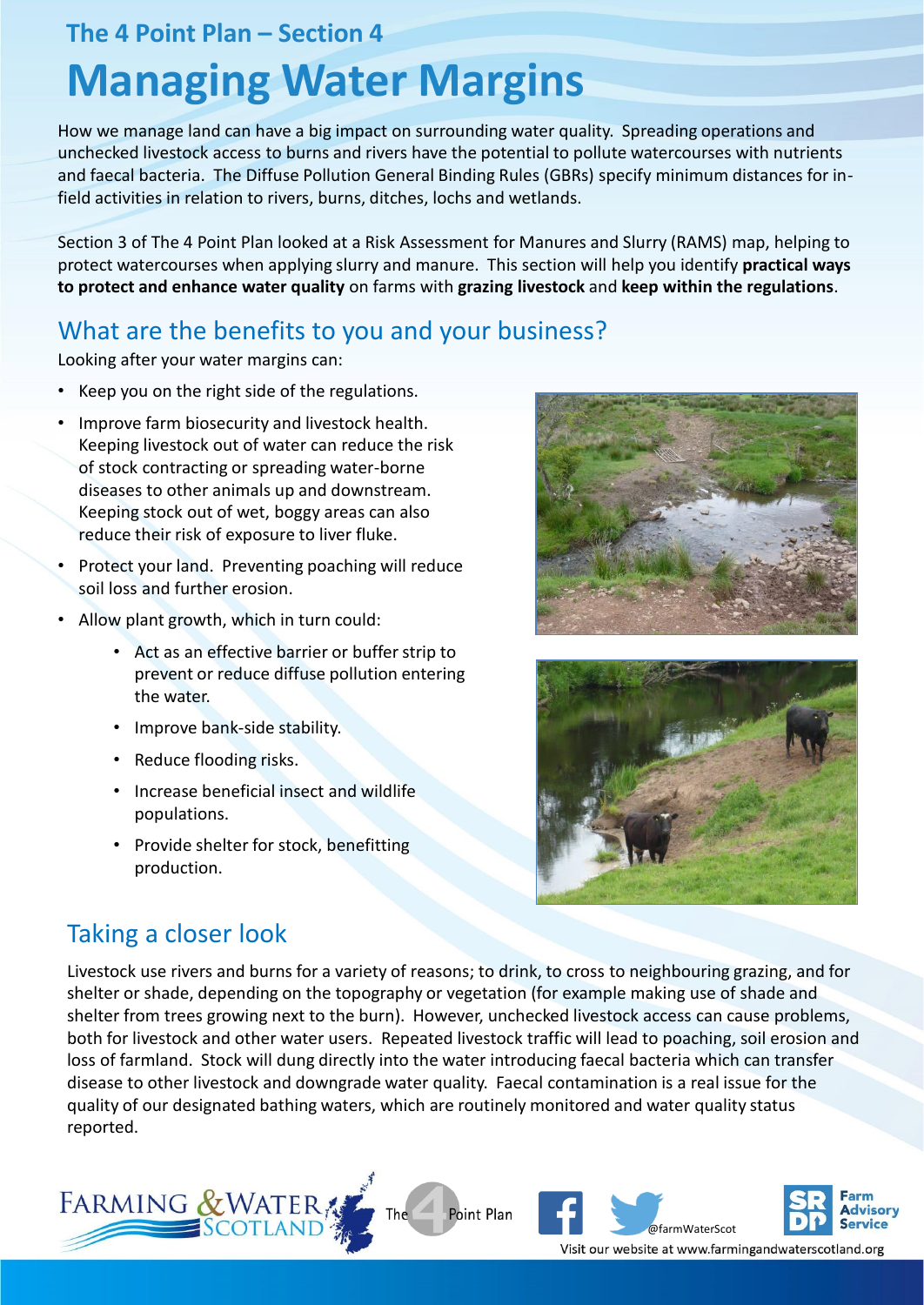### The 4 Point Plan – Section 4

# Managing Water Margins

How we manage land can have a big impact on surrounding water quality. Spreading operations and unchecked livestock access to burns and rivers have the potential to pollute watercourses with nutrients and faecal bacteria. The Diffuse Pollution General Binding Rules (GBRs) specify minimum distances for in-field activities in relation to rivers, burns, ditches, lochs and wetlands.

Section 3 of The 4 Point Plan looked at a Risk Assessment for Manures and Slurry (RAMS) map, helping to protect watercourses when applying slurry and manure. This section will help you identify **practical ways to protect and enhance water quality** on farms with **grazing livestock** and **keep within the regulations**.

## What are the benefits to you and your business?

Looking after your water margins can:

- Keep you on the right side of the regulations.
- Improve farm biosecurity and livestock health. Keeping livestock out of water can reduce the risk of stock contracting or spreading water-borne diseases to other animals up and downstream. Keeping stock out of wet, boggy areas can also reduce their risk of exposure to liver fluke.
- Protect your land. Preventing poaching will reduce soil loss and further erosion.
- Allow plant growth, which in turn could:
    - Act as an effective barrier or buffer strip to prevent or reduce diffuse pollution entering the water.
    - Improve bank-side stability.
    - Reduce flooding risks.
    - Increase beneficial insect and wildlife populations.
    - Provide shelter for stock, benefitting production.

## Taking a closer look

Livestock use rivers and burns for a variety of reasons; to drink, to cross to neighbouring grazing, and for shelter or shade, depending on the topography or vegetation (for example making use of shade and shelter from trees growing next to the burn). However, unchecked livestock access can cause problems, both for livestock and other water users. Repeated livestock traffic will lead to poaching, soil erosion and loss of farmland. Stock will dung directly into the water introducing faecal bacteria which can transfer disease to other livestock and downgrade water quality. Faecal contamination is a real issue for the quality of our designated bathing waters, which are routinely monitored and water quality status reported.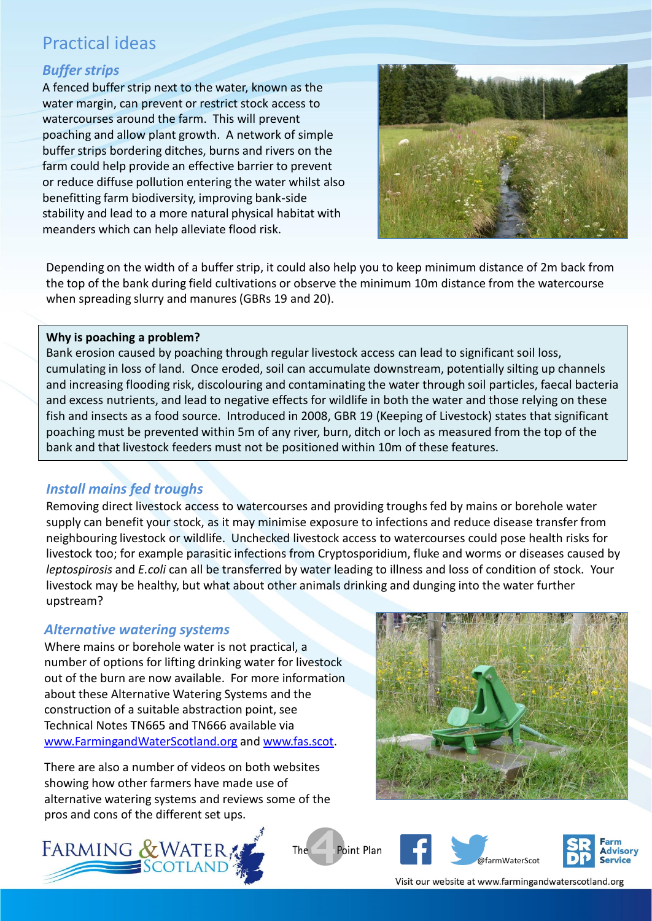# Practical ideas

## *Buffer strips*

A fenced buffer strip next to the water, known as the water margin, can prevent or restrict stock access to watercourses around the farm. This will prevent poaching and allow plant growth. A network of simple buffer strips bordering ditches, burns and rivers on the farm could help provide an effective barrier to prevent or reduce diffuse pollution entering the water whilst also benefitting farm biodiversity, improving bank-side stability and lead to a more natural physical habitat with meanders which can help alleviate flood risk.

Depending on the width of a buffer strip, it could also help you to keep minimum distance of 2m back from the top of the bank during field cultivations or observe the minimum 10m distance from the watercourse when spreading slurry and manures (GBRs 19 and 20).

**Why is poaching a problem?**

Bank erosion caused by poaching through regular livestock access can lead to significant soil loss, cumulating in loss of land. Once eroded, soil can accumulate downstream, potentially silting up channels and increasing flooding risk, discolouring and contaminating the water through soil particles, faecal bacteria and excess nutrients, and lead to negative effects for wildlife in both the water and those relying on these fish and insects as a food source. Introduced in 2008, GBR 19 (Keeping of Livestock) states that significant poaching must be prevented within 5m of any river, burn, ditch or loch as measured from the top of the bank and that livestock feeders must not be positioned within 10m of these features.

## *Install mains fed troughs*

Removing direct livestock access to watercourses and providing troughs fed by mains or borehole water supply can benefit your stock, as it may minimise exposure to infections and reduce disease transfer from neighbouring livestock or wildlife. Unchecked livestock access to watercourses could pose health risks for livestock too; for example parasitic infections from Cryptosporidium, fluke and worms or diseases caused by *leptospirosis* and *E.coli* can all be transferred by water leading to illness and loss of condition of stock. Your livestock may be healthy, but what about other animals drinking and dunging into the water further upstream?

## *Alternative watering systems*

Where mains or borehole water is not practical, a number of options for lifting drinking water for livestock out of the burn are now available. For more information about these Alternative Watering Systems and the construction of a suitable abstraction point, see Technical Notes TN665 and TN666 available via www.FarmingandWaterScotland.org and www.fas.scot.

There are also a number of videos on both websites showing how other farmers have made use of alternative watering systems and reviews some of the pros and cons of the different set ups.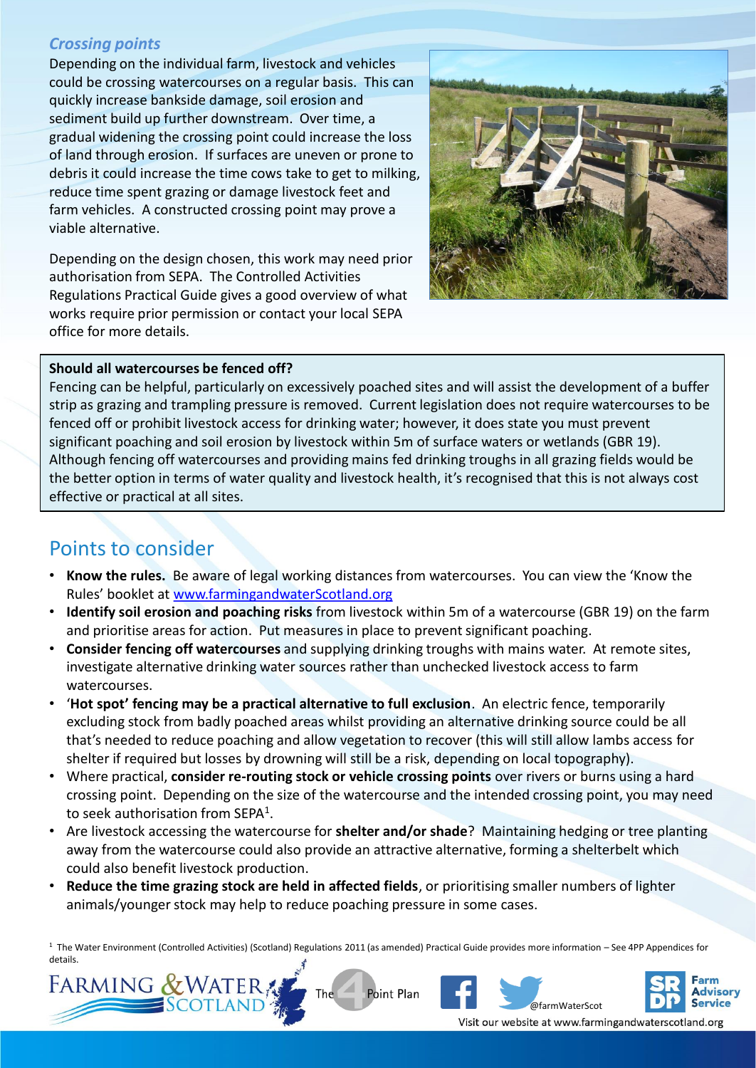### *Crossing points*

Depending on the individual farm, livestock and vehicles could be crossing watercourses on a regular basis. This can quickly increase bankside damage, soil erosion and sediment build up further downstream. Over time, a gradual widening the crossing point could increase the loss of land through erosion. If surfaces are uneven or prone to debris it could increase the time cows take to get to milking, reduce time spent grazing or damage livestock feet and farm vehicles. A constructed crossing point may prove a viable alternative.

Depending on the design chosen, this work may need prior authorisation from SEPA. The Controlled Activities Regulations Practical Guide gives a good overview of what works require prior permission or contact your local SEPA office for more details.

**Should all watercourses be fenced off?**

Fencing can be helpful, particularly on excessively poached sites and will assist the development of a buffer strip as grazing and trampling pressure is removed. Current legislation does not require watercourses to be fenced off or prohibit livestock access for drinking water; however, it does state you must prevent significant poaching and soil erosion by livestock within 5m of surface waters or wetlands (GBR 19). Although fencing off watercourses and providing mains fed drinking troughs in all grazing fields would be the better option in terms of water quality and livestock health, it's recognised that this is not always cost effective or practical at all sites.

## Points to consider

- **Know the rules.** Be aware of legal working distances from watercourses. You can view the 'Know the Rules' booklet at www.farmingandwaterScotland.org
- **Identify soil erosion and poaching risks** from livestock within 5m of a watercourse (GBR 19) on the farm and prioritise areas for action. Put measures in place to prevent significant poaching.
- **Consider fencing off watercourses** and supplying drinking troughs with mains water. At remote sites, investigate alternative drinking water sources rather than unchecked livestock access to farm watercourses.
- '**Hot spot' fencing may be a practical alternative to full exclusion**. An electric fence, temporarily excluding stock from badly poached areas whilst providing an alternative drinking source could be all that's needed to reduce poaching and allow vegetation to recover (this will still allow lambs access for shelter if required but losses by drowning will still be a risk, depending on local topography).
- Where practical, **consider re-routing stock or vehicle crossing points** over rivers or burns using a hard crossing point. Depending on the size of the watercourse and the intended crossing point, you may need to seek authorisation from SEPA[1].
- Are livestock accessing the watercourse for **shelter and/or shade**? Maintaining hedging or tree planting away from the watercourse could also provide an attractive alternative, forming a shelterbelt which could also benefit livestock production.
- **Reduce the time grazing stock are held in affected fields**, or prioritising smaller numbers of lighter animals/younger stock may help to reduce poaching pressure in some cases.

[1] The Water Environment (Controlled Activities) (Scotland) Regulations 2011 (as amended) Practical Guide provides more information – See 4PP Appendices for details.

Visit our website at www.farmingandwaterscotland.org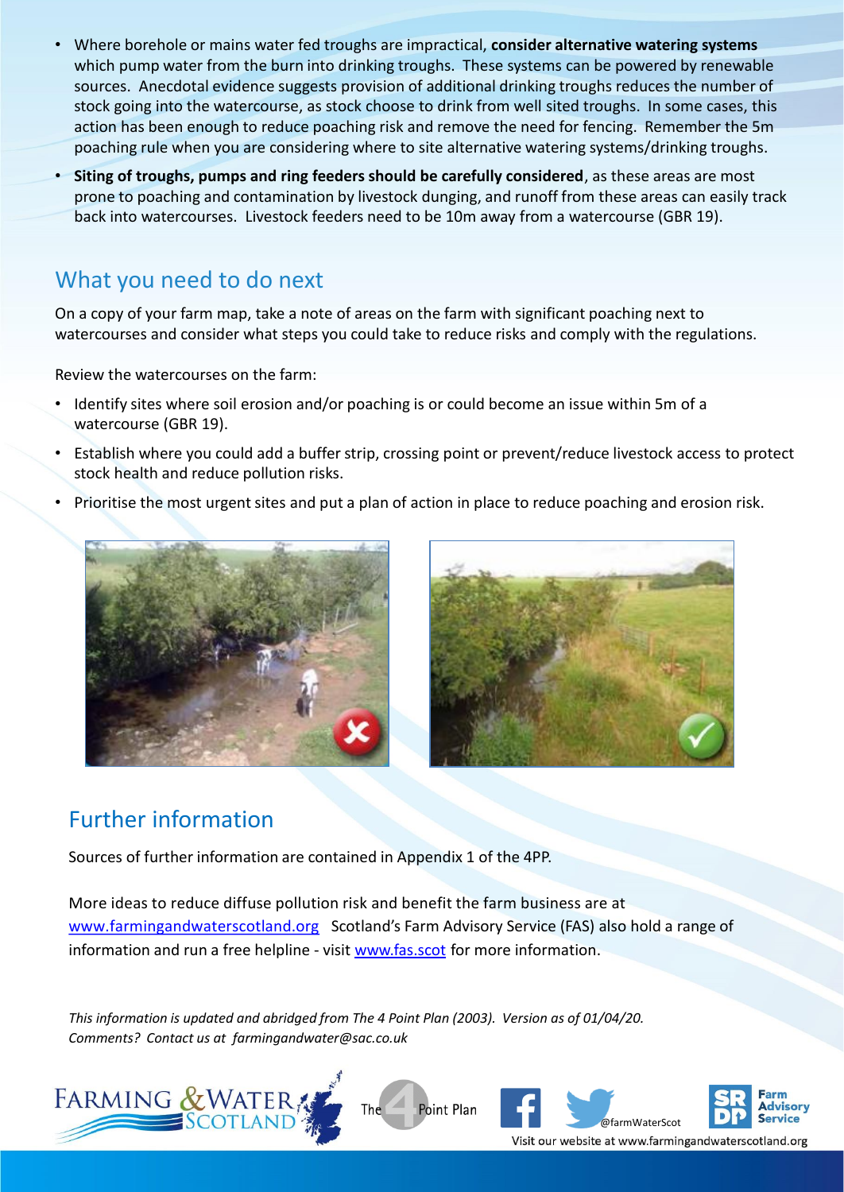- Where borehole or mains water fed troughs are impractical, **consider alternative watering systems** which pump water from the burn into drinking troughs. These systems can be powered by renewable sources. Anecdotal evidence suggests provision of additional drinking troughs reduces the number of stock going into the watercourse, as stock choose to drink from well sited troughs. In some cases, this action has been enough to reduce poaching risk and remove the need for fencing. Remember the 5m poaching rule when you are considering where to site alternative watering systems/drinking troughs.
- **Siting of troughs, pumps and ring feeders should be carefully considered**, as these areas are most prone to poaching and contamination by livestock dunging, and runoff from these areas can easily track back into watercourses. Livestock feeders need to be 10m away from a watercourse (GBR 19).

## What you need to do next

On a copy of your farm map, take a note of areas on the farm with significant poaching next to watercourses and consider what steps you could take to reduce risks and comply with the regulations.

Review the watercourses on the farm:

- Identify sites where soil erosion and/or poaching is or could become an issue within 5m of a watercourse (GBR 19).
- Establish where you could add a buffer strip, crossing point or prevent/reduce livestock access to protect stock health and reduce pollution risks.
- Prioritise the most urgent sites and put a plan of action in place to reduce poaching and erosion risk.

## Further information

Sources of further information are contained in Appendix 1 of the 4PP.

More ideas to reduce diffuse pollution risk and benefit the farm business are at www.farmingandwaterscotland.org Scotland's Farm Advisory Service (FAS) also hold a range of information and run a free helpline - visit www.fas.scot for more information.

*This information is updated and abridged from The 4 Point Plan (2003). Version as of 01/04/20.*
*Comments? Contact us at farmingandwater@sac.co.uk*

@farmWaterScot

Visit our website at www.farmingandwaterscotland.org